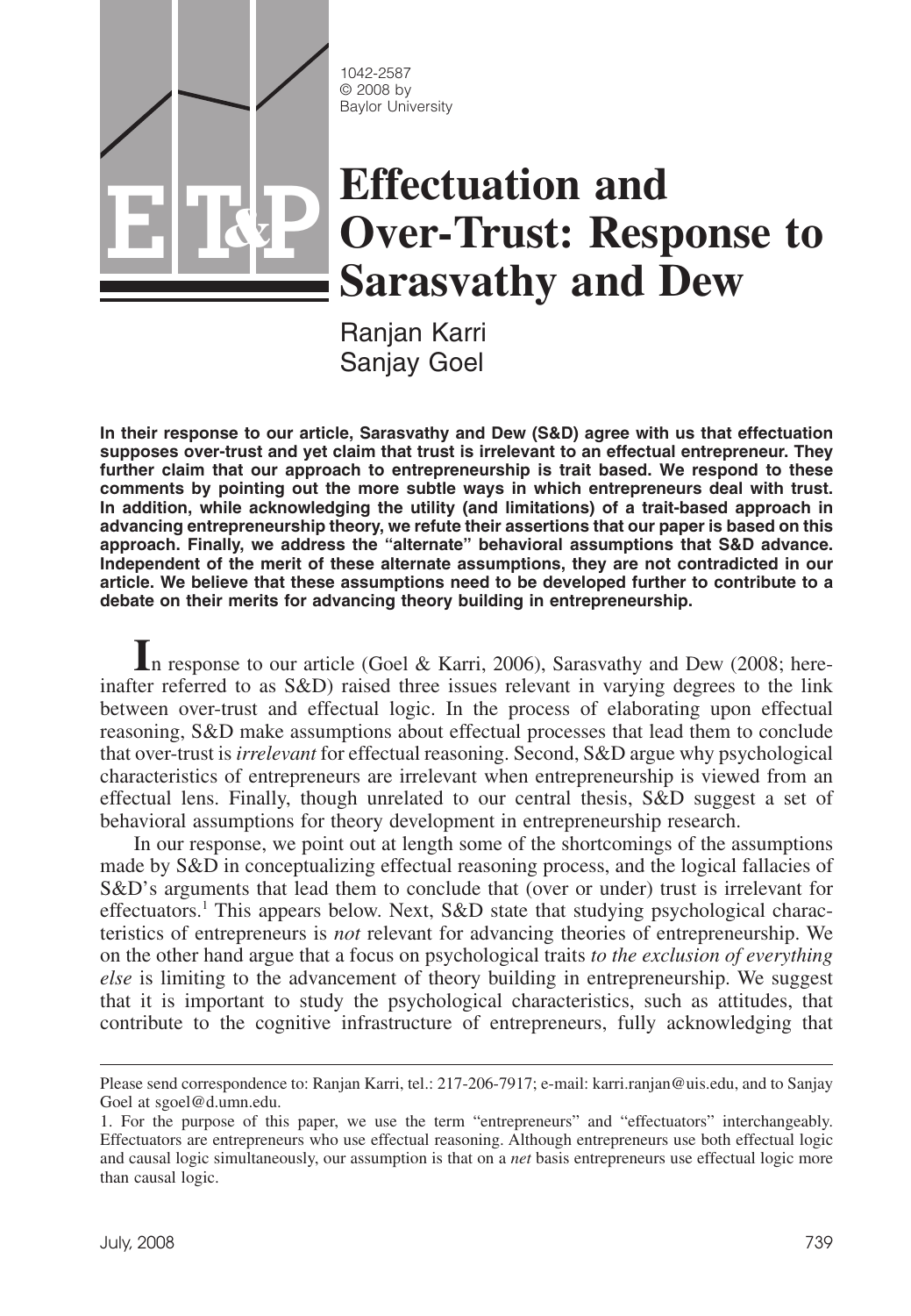1042-2587
© 2008 by
Baylor University

# Effectuation and Over-Trust: Response to Sarasvathy and Dew

Ranjan Karri
Sanjay Goel

**In their response to our article, Sarasvathy and Dew (S&D) agree with us that effectuation supposes over-trust and yet claim that trust is irrelevant to an effectual entrepreneur. They further claim that our approach to entrepreneurship is trait based. We respond to these comments by pointing out the more subtle ways in which entrepreneurs deal with trust. In addition, while acknowledging the utility (and limitations) of a trait-based approach in advancing entrepreneurship theory, we refute their assertions that our paper is based on this approach. Finally, we address the "alternate" behavioral assumptions that S&D advance. Independent of the merit of these alternate assumptions, they are not contradicted in our article. We believe that these assumptions need to be developed further to contribute to a debate on their merits for advancing theory building in entrepreneurship.**

In response to our article (Goel & Karri, 2006), Sarasvathy and Dew (2008; hereinafter referred to as S&D) raised three issues relevant in varying degrees to the link between over-trust and effectual logic. In the process of elaborating upon effectual reasoning, S&D make assumptions about effectual processes that lead them to conclude that over-trust is *irrelevant* for effectual reasoning. Second, S&D argue why psychological characteristics of entrepreneurs are irrelevant when entrepreneurship is viewed from an effectual lens. Finally, though unrelated to our central thesis, S&D suggest a set of behavioral assumptions for theory development in entrepreneurship research.

In our response, we point out at length some of the shortcomings of the assumptions made by S&D in conceptualizing effectual reasoning process, and the logical fallacies of S&D's arguments that lead them to conclude that (over or under) trust is irrelevant for effectuators.[1] This appears below. Next, S&D state that studying psychological characteristics of entrepreneurs is *not* relevant for advancing theories of entrepreneurship. We on the other hand argue that a focus on psychological traits *to the exclusion of everything else* is limiting to the advancement of theory building in entrepreneurship. We suggest that it is important to study the psychological characteristics, such as attitudes, that contribute to the cognitive infrastructure of entrepreneurs, fully acknowledging that

---

Please send correspondence to: Ranjan Karri, tel.: 217-206-7917; e-mail: karri.ranjan@uis.edu, and to Sanjay Goel at sgoel@d.umn.edu.

1. For the purpose of this paper, we use the term "entrepreneurs" and "effectuators" interchangeably. Effectuators are entrepreneurs who use effectual reasoning. Although entrepreneurs use both effectual logic and causal logic simultaneously, our assumption is that on a *net* basis entrepreneurs use effectual logic more than causal logic.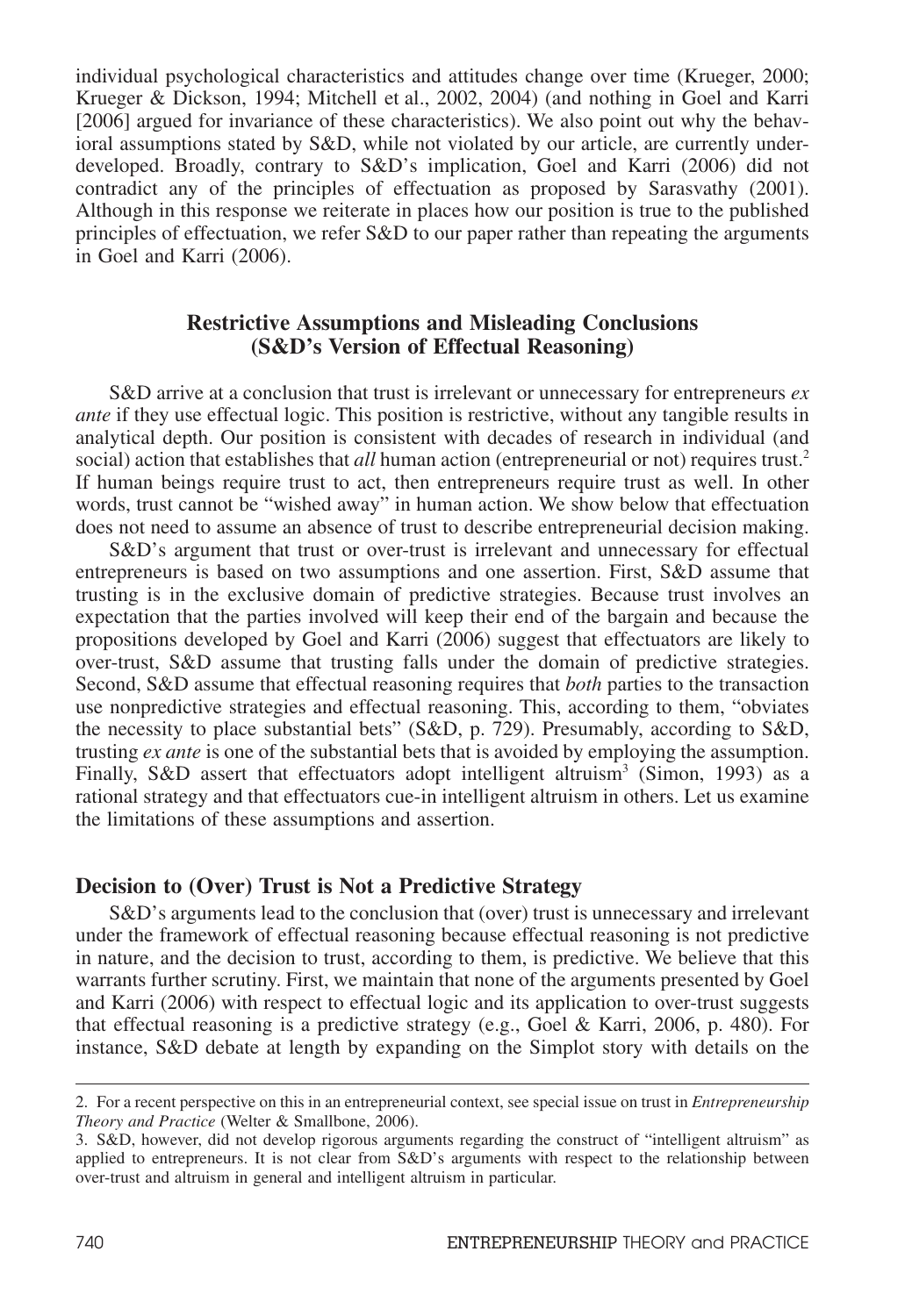individual psychological characteristics and attitudes change over time (Krueger, 2000; Krueger & Dickson, 1994; Mitchell et al., 2002, 2004) (and nothing in Goel and Karri [2006] argued for invariance of these characteristics). We also point out why the behavioral assumptions stated by S&D, while not violated by our article, are currently underdeveloped. Broadly, contrary to S&D's implication, Goel and Karri (2006) did not contradict any of the principles of effectuation as proposed by Sarasvathy (2001). Although in this response we reiterate in places how our position is true to the published principles of effectuation, we refer S&D to our paper rather than repeating the arguments in Goel and Karri (2006).

## Restrictive Assumptions and Misleading Conclusions (S&D's Version of Effectual Reasoning)

S&D arrive at a conclusion that trust is irrelevant or unnecessary for entrepreneurs *ex ante* if they use effectual logic. This position is restrictive, without any tangible results in analytical depth. Our position is consistent with decades of research in individual (and social) action that establishes that *all* human action (entrepreneurial or not) requires trust.[2] If human beings require trust to act, then entrepreneurs require trust as well. In other words, trust cannot be "wished away" in human action. We show below that effectuation does not need to assume an absence of trust to describe entrepreneurial decision making.

S&D's argument that trust or over-trust is irrelevant and unnecessary for effectual entrepreneurs is based on two assumptions and one assertion. First, S&D assume that trusting is in the exclusive domain of predictive strategies. Because trust involves an expectation that the parties involved will keep their end of the bargain and because the propositions developed by Goel and Karri (2006) suggest that effectuators are likely to over-trust, S&D assume that trusting falls under the domain of predictive strategies. Second, S&D assume that effectual reasoning requires that *both* parties to the transaction use nonpredictive strategies and effectual reasoning. This, according to them, "obviates the necessity to place substantial bets" (S&D, p. 729). Presumably, according to S&D, trusting *ex ante* is one of the substantial bets that is avoided by employing the assumption. Finally, S&D assert that effectuators adopt intelligent altruism[3] (Simon, 1993) as a rational strategy and that effectuators cue-in intelligent altruism in others. Let us examine the limitations of these assumptions and assertion.

### Decision to (Over) Trust is Not a Predictive Strategy

S&D's arguments lead to the conclusion that (over) trust is unnecessary and irrelevant under the framework of effectual reasoning because effectual reasoning is not predictive in nature, and the decision to trust, according to them, is predictive. We believe that this warrants further scrutiny. First, we maintain that none of the arguments presented by Goel and Karri (2006) with respect to effectual logic and its application to over-trust suggests that effectual reasoning is a predictive strategy (e.g., Goel & Karri, 2006, p. 480). For instance, S&D debate at length by expanding on the Simplot story with details on the

---

2. For a recent perspective on this in an entrepreneurial context, see special issue on trust in *Entrepreneurship Theory and Practice* (Welter & Smallbone, 2006).

3. S&D, however, did not develop rigorous arguments regarding the construct of "intelligent altruism" as applied to entrepreneurs. It is not clear from S&D's arguments with respect to the relationship between over-trust and altruism in general and intelligent altruism in particular.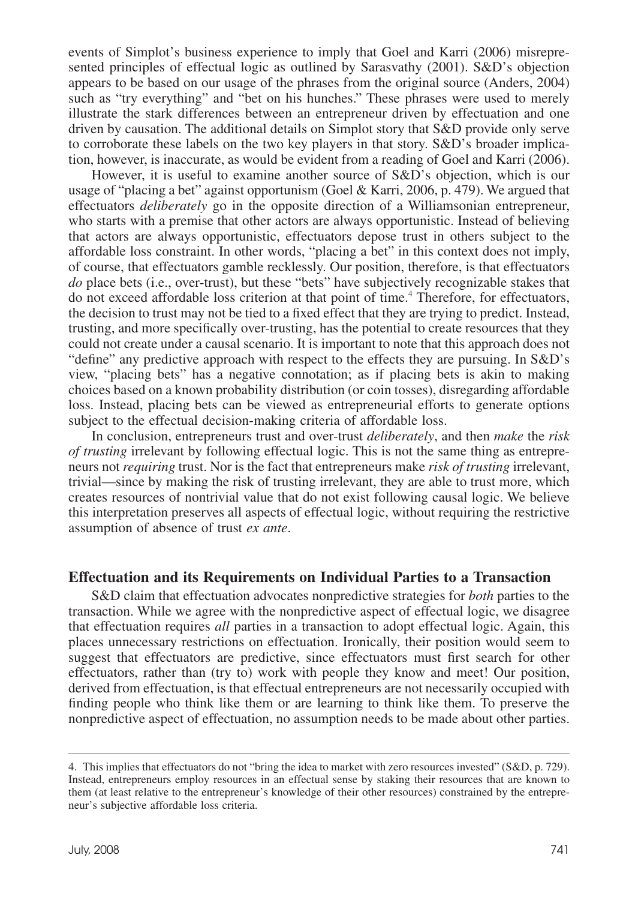events of Simplot's business experience to imply that Goel and Karri (2006) misrepresented principles of effectual logic as outlined by Sarasvathy (2001). S&D's objection appears to be based on our usage of the phrases from the original source (Anders, 2004) such as "try everything" and "bet on his hunches." These phrases were used to merely illustrate the stark differences between an entrepreneur driven by effectuation and one driven by causation. The additional details on Simplot story that S&D provide only serve to corroborate these labels on the two key players in that story. S&D's broader implication, however, is inaccurate, as would be evident from a reading of Goel and Karri (2006).

However, it is useful to examine another source of S&D's objection, which is our usage of "placing a bet" against opportunism (Goel & Karri, 2006, p. 479). We argued that effectuators *deliberately* go in the opposite direction of a Williamsonian entrepreneur, who starts with a premise that other actors are always opportunistic. Instead of believing that actors are always opportunistic, effectuators depose trust in others subject to the affordable loss constraint. In other words, "placing a bet" in this context does not imply, of course, that effectuators gamble recklessly. Our position, therefore, is that effectuators *do* place bets (i.e., over-trust), but these "bets" have subjectively recognizable stakes that do not exceed affordable loss criterion at that point of time.[4] Therefore, for effectuators, the decision to trust may not be tied to a fixed effect that they are trying to predict. Instead, trusting, and more specifically over-trusting, has the potential to create resources that they could not create under a causal scenario. It is important to note that this approach does not "define" any predictive approach with respect to the effects they are pursuing. In S&D's view, "placing bets" has a negative connotation; as if placing bets is akin to making choices based on a known probability distribution (or coin tosses), disregarding affordable loss. Instead, placing bets can be viewed as entrepreneurial efforts to generate options subject to the effectual decision-making criteria of affordable loss.

In conclusion, entrepreneurs trust and over-trust *deliberately*, and then *make* the *risk of trusting* irrelevant by following effectual logic. This is not the same thing as entrepreneurs not *requiring* trust. Nor is the fact that entrepreneurs make *risk of trusting* irrelevant, trivial—since by making the risk of trusting irrelevant, they are able to trust more, which creates resources of nontrivial value that do not exist following causal logic. We believe this interpretation preserves all aspects of effectual logic, without requiring the restrictive assumption of absence of trust *ex ante*.

## Effectuation and its Requirements on Individual Parties to a Transaction

S&D claim that effectuation advocates nonpredictive strategies for *both* parties to the transaction. While we agree with the nonpredictive aspect of effectual logic, we disagree that effectuation requires *all* parties in a transaction to adopt effectual logic. Again, this places unnecessary restrictions on effectuation. Ironically, their position would seem to suggest that effectuators are predictive, since effectuators must first search for other effectuators, rather than (try to) work with people they know and meet! Our position, derived from effectuation, is that effectual entrepreneurs are not necessarily occupied with finding people who think like them or are learning to think like them. To preserve the nonpredictive aspect of effectuation, no assumption needs to be made about other parties.

---

4. This implies that effectuators do not "bring the idea to market with zero resources invested" (S&D, p. 729). Instead, entrepreneurs employ resources in an effectual sense by staking their resources that are known to them (at least relative to the entrepreneur's knowledge of their other resources) constrained by the entrepreneur's subjective affordable loss criteria.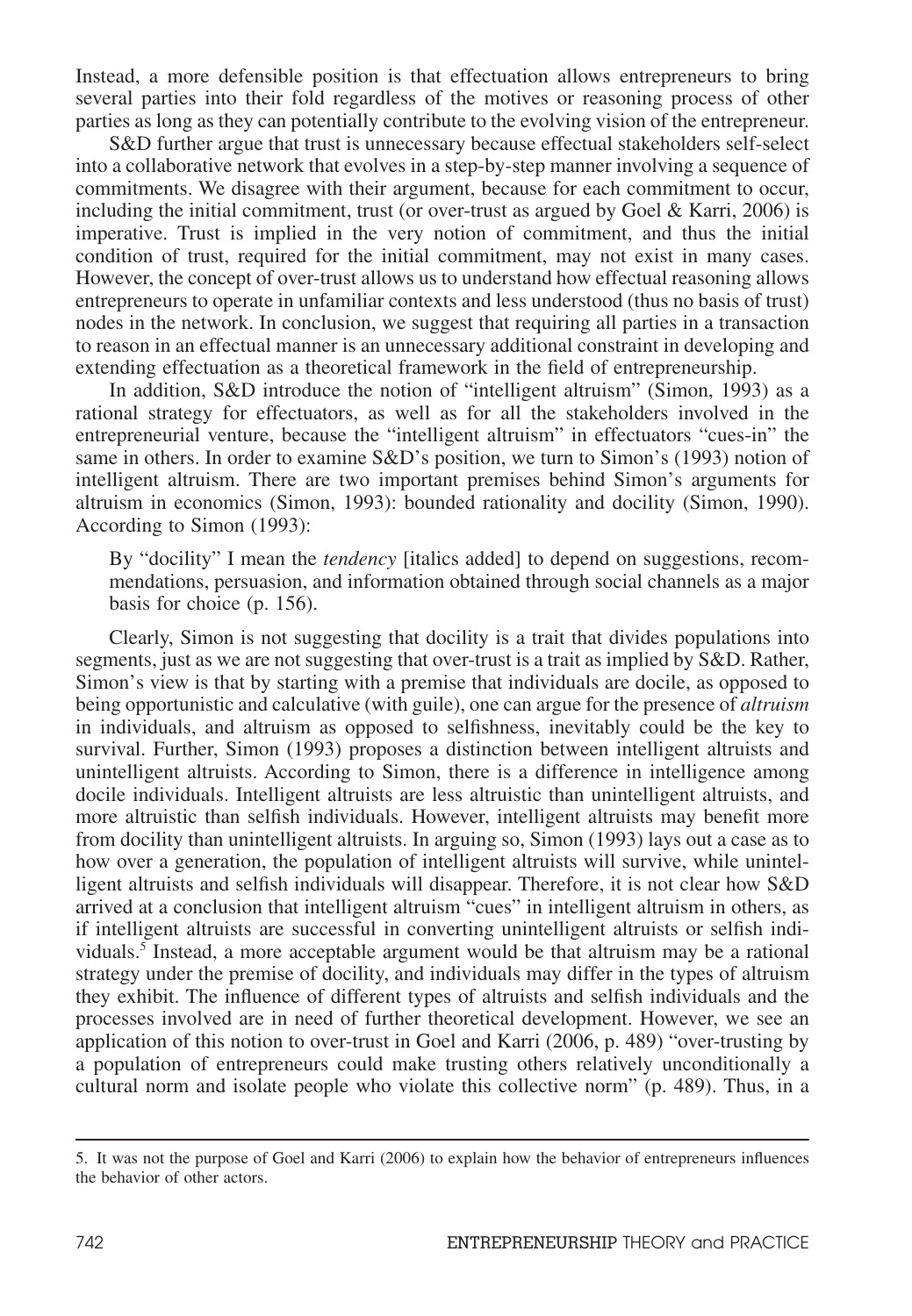Instead, a more defensible position is that effectuation allows entrepreneurs to bring several parties into their fold regardless of the motives or reasoning process of other parties as long as they can potentially contribute to the evolving vision of the entrepreneur.

S&D further argue that trust is unnecessary because effectual stakeholders self-select into a collaborative network that evolves in a step-by-step manner involving a sequence of commitments. We disagree with their argument, because for each commitment to occur, including the initial commitment, trust (or over-trust as argued by Goel & Karri, 2006) is imperative. Trust is implied in the very notion of commitment, and thus the initial condition of trust, required for the initial commitment, may not exist in many cases. However, the concept of over-trust allows us to understand how effectual reasoning allows entrepreneurs to operate in unfamiliar contexts and less understood (thus no basis of trust) nodes in the network. In conclusion, we suggest that requiring all parties in a transaction to reason in an effectual manner is an unnecessary additional constraint in developing and extending effectuation as a theoretical framework in the field of entrepreneurship.

In addition, S&D introduce the notion of "intelligent altruism" (Simon, 1993) as a rational strategy for effectuators, as well as for all the stakeholders involved in the entrepreneurial venture, because the "intelligent altruism" in effectuators "cues-in" the same in others. In order to examine S&D's position, we turn to Simon's (1993) notion of intelligent altruism. There are two important premises behind Simon's arguments for altruism in economics (Simon, 1993): bounded rationality and docility (Simon, 1990). According to Simon (1993):

> By "docility" I mean the *tendency* [italics added] to depend on suggestions, recommendations, persuasion, and information obtained through social channels as a major basis for choice (p. 156).

Clearly, Simon is not suggesting that docility is a trait that divides populations into segments, just as we are not suggesting that over-trust is a trait as implied by S&D. Rather, Simon's view is that by starting with a premise that individuals are docile, as opposed to being opportunistic and calculative (with guile), one can argue for the presence of *altruism* in individuals, and altruism as opposed to selfishness, inevitably could be the key to survival. Further, Simon (1993) proposes a distinction between intelligent altruists and unintelligent altruists. According to Simon, there is a difference in intelligence among docile individuals. Intelligent altruists are less altruistic than unintelligent altruists, and more altruistic than selfish individuals. However, intelligent altruists may benefit more from docility than unintelligent altruists. In arguing so, Simon (1993) lays out a case as to how over a generation, the population of intelligent altruists will survive, while unintelligent altruists and selfish individuals will disappear. Therefore, it is not clear how S&D arrived at a conclusion that intelligent altruism "cues" in intelligent altruism in others, as if intelligent altruists are successful in converting unintelligent altruists or selfish individuals.[5] Instead, a more acceptable argument would be that altruism may be a rational strategy under the premise of docility, and individuals may differ in the types of altruism they exhibit. The influence of different types of altruists and selfish individuals and the processes involved are in need of further theoretical development. However, we see an application of this notion to over-trust in Goel and Karri (2006, p. 489) "over-trusting by a population of entrepreneurs could make trusting others relatively unconditionally a cultural norm and isolate people who violate this collective norm" (p. 489). Thus, in a

---

5. It was not the purpose of Goel and Karri (2006) to explain how the behavior of entrepreneurs influences the behavior of other actors.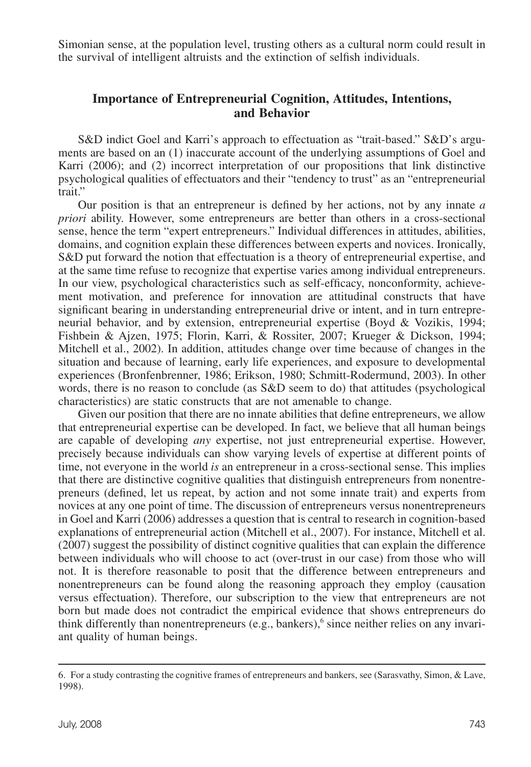Simonian sense, at the population level, trusting others as a cultural norm could result in the survival of intelligent altruists and the extinction of selfish individuals.

## Importance of Entrepreneurial Cognition, Attitudes, Intentions, and Behavior

S&D indict Goel and Karri's approach to effectuation as "trait-based." S&D's arguments are based on an (1) inaccurate account of the underlying assumptions of Goel and Karri (2006); and (2) incorrect interpretation of our propositions that link distinctive psychological qualities of effectuators and their "tendency to trust" as an "entrepreneurial trait."

Our position is that an entrepreneur is defined by her actions, not by any innate *a priori* ability. However, some entrepreneurs are better than others in a cross-sectional sense, hence the term "expert entrepreneurs." Individual differences in attitudes, abilities, domains, and cognition explain these differences between experts and novices. Ironically, S&D put forward the notion that effectuation is a theory of entrepreneurial expertise, and at the same time refuse to recognize that expertise varies among individual entrepreneurs. In our view, psychological characteristics such as self-efficacy, nonconformity, achievement motivation, and preference for innovation are attitudinal constructs that have significant bearing in understanding entrepreneurial drive or intent, and in turn entrepreneurial behavior, and by extension, entrepreneurial expertise (Boyd & Vozikis, 1994; Fishbein & Ajzen, 1975; Florin, Karri, & Rossiter, 2007; Krueger & Dickson, 1994; Mitchell et al., 2002). In addition, attitudes change over time because of changes in the situation and because of learning, early life experiences, and exposure to developmental experiences (Bronfenbrenner, 1986; Erikson, 1980; Schmitt-Rodermund, 2003). In other words, there is no reason to conclude (as S&D seem to do) that attitudes (psychological characteristics) are static constructs that are not amenable to change.

Given our position that there are no innate abilities that define entrepreneurs, we allow that entrepreneurial expertise can be developed. In fact, we believe that all human beings are capable of developing *any* expertise, not just entrepreneurial expertise. However, precisely because individuals can show varying levels of expertise at different points of time, not everyone in the world *is* an entrepreneur in a cross-sectional sense. This implies that there are distinctive cognitive qualities that distinguish entrepreneurs from nonentrepreneurs (defined, let us repeat, by action and not some innate trait) and experts from novices at any one point of time. The discussion of entrepreneurs versus nonentrepreneurs in Goel and Karri (2006) addresses a question that is central to research in cognition-based explanations of entrepreneurial action (Mitchell et al., 2007). For instance, Mitchell et al. (2007) suggest the possibility of distinct cognitive qualities that can explain the difference between individuals who will choose to act (over-trust in our case) from those who will not. It is therefore reasonable to posit that the difference between entrepreneurs and nonentrepreneurs can be found along the reasoning approach they employ (causation versus effectuation). Therefore, our subscription to the view that entrepreneurs are not born but made does not contradict the empirical evidence that shows entrepreneurs do think differently than nonentrepreneurs (e.g., bankers),[6] since neither relies on any invariant quality of human beings.

---

6. For a study contrasting the cognitive frames of entrepreneurs and bankers, see (Sarasvathy, Simon, & Lave, 1998).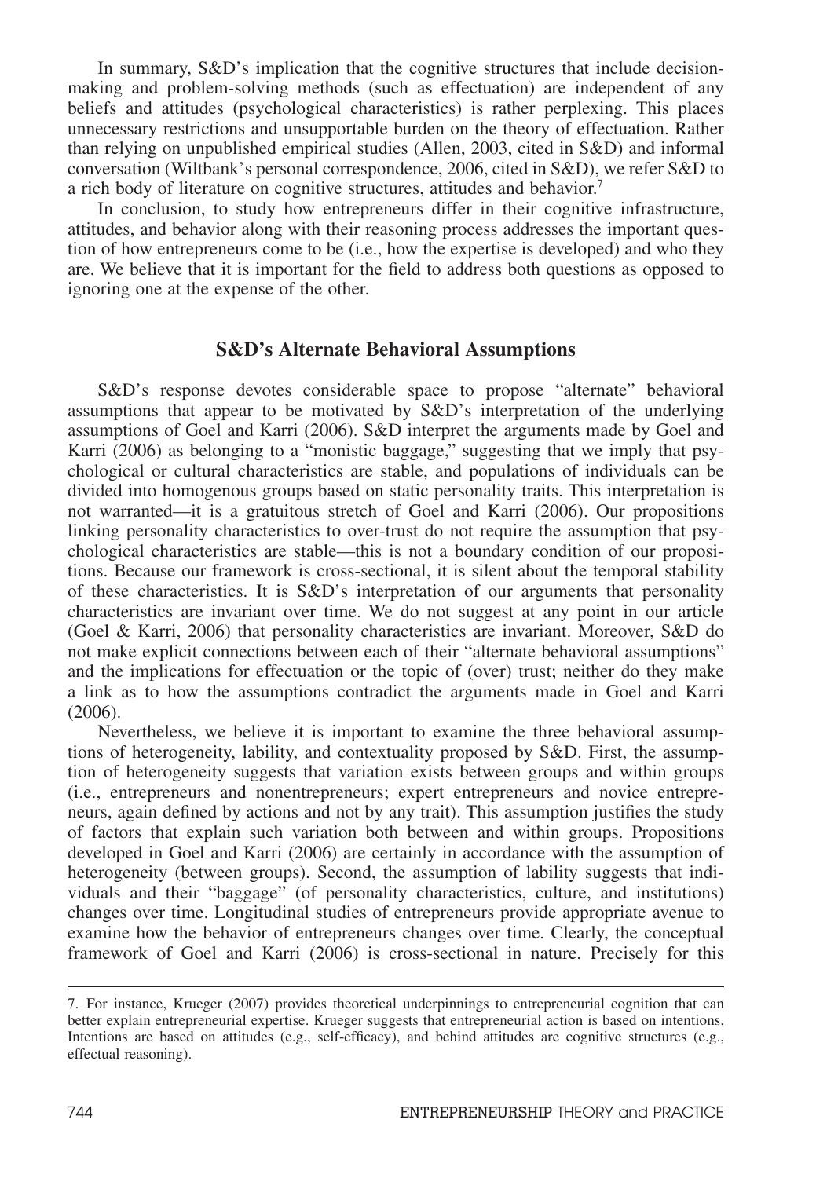In summary, S&D's implication that the cognitive structures that include decision-making and problem-solving methods (such as effectuation) are independent of any beliefs and attitudes (psychological characteristics) is rather perplexing. This places unnecessary restrictions and unsupportable burden on the theory of effectuation. Rather than relying on unpublished empirical studies (Allen, 2003, cited in S&D) and informal conversation (Wiltbank's personal correspondence, 2006, cited in S&D), we refer S&D to a rich body of literature on cognitive structures, attitudes and behavior.[7]

In conclusion, to study how entrepreneurs differ in their cognitive infrastructure, attitudes, and behavior along with their reasoning process addresses the important question of how entrepreneurs come to be (i.e., how the expertise is developed) and who they are. We believe that it is important for the field to address both questions as opposed to ignoring one at the expense of the other.

## S&D's Alternate Behavioral Assumptions

S&D's response devotes considerable space to propose "alternate" behavioral assumptions that appear to be motivated by S&D's interpretation of the underlying assumptions of Goel and Karri (2006). S&D interpret the arguments made by Goel and Karri (2006) as belonging to a "monistic baggage," suggesting that we imply that psychological or cultural characteristics are stable, and populations of individuals can be divided into homogenous groups based on static personality traits. This interpretation is not warranted—it is a gratuitous stretch of Goel and Karri (2006). Our propositions linking personality characteristics to over-trust do not require the assumption that psychological characteristics are stable—this is not a boundary condition of our propositions. Because our framework is cross-sectional, it is silent about the temporal stability of these characteristics. It is S&D's interpretation of our arguments that personality characteristics are invariant over time. We do not suggest at any point in our article (Goel & Karri, 2006) that personality characteristics are invariant. Moreover, S&D do not make explicit connections between each of their "alternate behavioral assumptions" and the implications for effectuation or the topic of (over) trust; neither do they make a link as to how the assumptions contradict the arguments made in Goel and Karri (2006).

Nevertheless, we believe it is important to examine the three behavioral assumptions of heterogeneity, lability, and contextuality proposed by S&D. First, the assumption of heterogeneity suggests that variation exists between groups and within groups (i.e., entrepreneurs and nonentrepreneurs; expert entrepreneurs and novice entrepreneurs, again defined by actions and not by any trait). This assumption justifies the study of factors that explain such variation both between and within groups. Propositions developed in Goel and Karri (2006) are certainly in accordance with the assumption of heterogeneity (between groups). Second, the assumption of lability suggests that individuals and their "baggage" (of personality characteristics, culture, and institutions) changes over time. Longitudinal studies of entrepreneurs provide appropriate avenue to examine how the behavior of entrepreneurs changes over time. Clearly, the conceptual framework of Goel and Karri (2006) is cross-sectional in nature. Precisely for this

---

7. For instance, Krueger (2007) provides theoretical underpinnings to entrepreneurial cognition that can better explain entrepreneurial expertise. Krueger suggests that entrepreneurial action is based on intentions. Intentions are based on attitudes (e.g., self-efficacy), and behind attitudes are cognitive structures (e.g., effectual reasoning).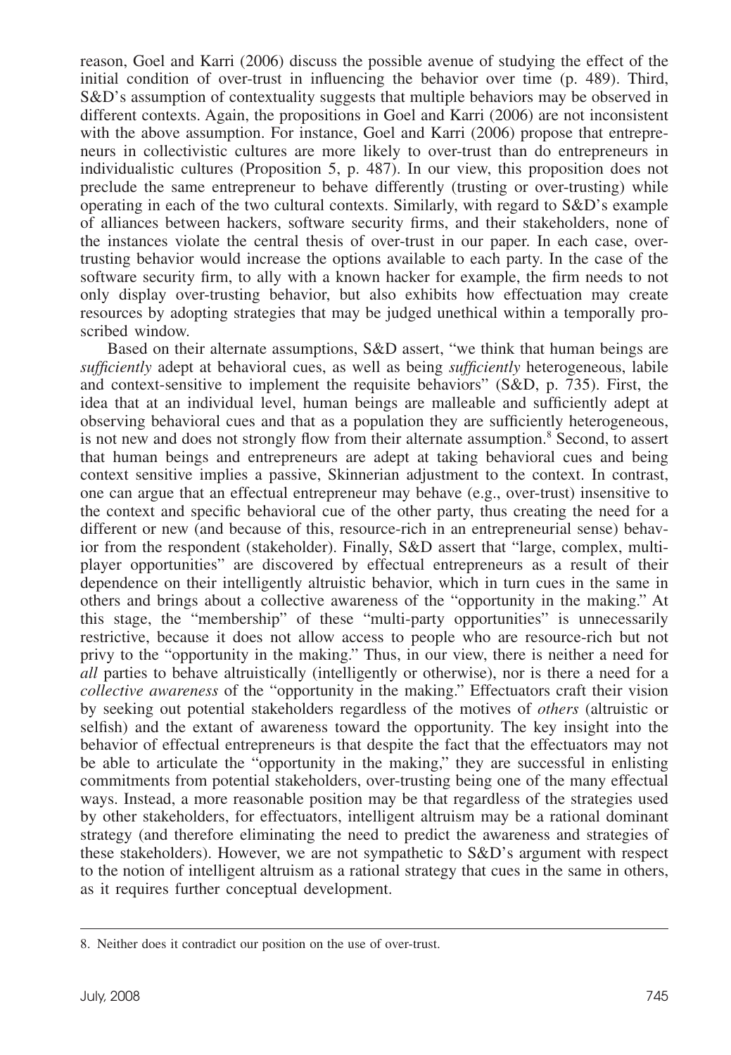reason, Goel and Karri (2006) discuss the possible avenue of studying the effect of the initial condition of over-trust in influencing the behavior over time (p. 489). Third, S&D's assumption of contextuality suggests that multiple behaviors may be observed in different contexts. Again, the propositions in Goel and Karri (2006) are not inconsistent with the above assumption. For instance, Goel and Karri (2006) propose that entrepreneurs in collectivistic cultures are more likely to over-trust than do entrepreneurs in individualistic cultures (Proposition 5, p. 487). In our view, this proposition does not preclude the same entrepreneur to behave differently (trusting or over-trusting) while operating in each of the two cultural contexts. Similarly, with regard to S&D's example of alliances between hackers, software security firms, and their stakeholders, none of the instances violate the central thesis of over-trust in our paper. In each case, over-trusting behavior would increase the options available to each party. In the case of the software security firm, to ally with a known hacker for example, the firm needs to not only display over-trusting behavior, but also exhibits how effectuation may create resources by adopting strategies that may be judged unethical within a temporally proscribed window.

Based on their alternate assumptions, S&D assert, "we think that human beings are *sufficiently* adept at behavioral cues, as well as being *sufficiently* heterogeneous, labile and context-sensitive to implement the requisite behaviors" (S&D, p. 735). First, the idea that at an individual level, human beings are malleable and sufficiently adept at observing behavioral cues and that as a population they are sufficiently heterogeneous, is not new and does not strongly flow from their alternate assumption.[8] Second, to assert that human beings and entrepreneurs are adept at taking behavioral cues and being context sensitive implies a passive, Skinnerian adjustment to the context. In contrast, one can argue that an effectual entrepreneur may behave (e.g., over-trust) insensitive to the context and specific behavioral cue of the other party, thus creating the need for a different or new (and because of this, resource-rich in an entrepreneurial sense) behavior from the respondent (stakeholder). Finally, S&D assert that "large, complex, multi-player opportunities" are discovered by effectual entrepreneurs as a result of their dependence on their intelligently altruistic behavior, which in turn cues in the same in others and brings about a collective awareness of the "opportunity in the making." At this stage, the "membership" of these "multi-party opportunities" is unnecessarily restrictive, because it does not allow access to people who are resource-rich but not privy to the "opportunity in the making." Thus, in our view, there is neither a need for *all* parties to behave altruistically (intelligently or otherwise), nor is there a need for a *collective awareness* of the "opportunity in the making." Effectuators craft their vision by seeking out potential stakeholders regardless of the motives of *others* (altruistic or selfish) and the extant of awareness toward the opportunity. The key insight into the behavior of effectual entrepreneurs is that despite the fact that the effectuators may not be able to articulate the "opportunity in the making," they are successful in enlisting commitments from potential stakeholders, over-trusting being one of the many effectual ways. Instead, a more reasonable position may be that regardless of the strategies used by other stakeholders, for effectuators, intelligent altruism may be a rational dominant strategy (and therefore eliminating the need to predict the awareness and strategies of these stakeholders). However, we are not sympathetic to S&D's argument with respect to the notion of intelligent altruism as a rational strategy that cues in the same in others, as it requires further conceptual development.

---

8. Neither does it contradict our position on the use of over-trust.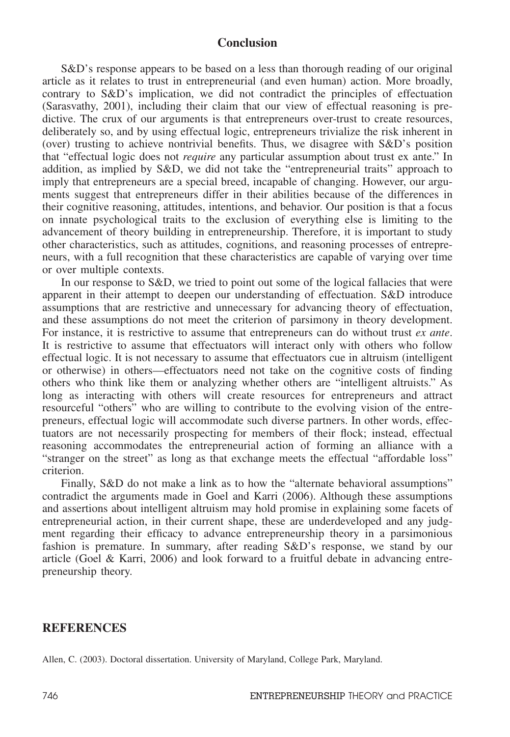## Conclusion

S&D's response appears to be based on a less than thorough reading of our original article as it relates to trust in entrepreneurial (and even human) action. More broadly, contrary to S&D's implication, we did not contradict the principles of effectuation (Sarasvathy, 2001), including their claim that our view of effectual reasoning is predictive. The crux of our arguments is that entrepreneurs over-trust to create resources, deliberately so, and by using effectual logic, entrepreneurs trivialize the risk inherent in (over) trusting to achieve nontrivial benefits. Thus, we disagree with S&D's position that "effectual logic does not *require* any particular assumption about trust ex ante." In addition, as implied by S&D, we did not take the "entrepreneurial traits" approach to imply that entrepreneurs are a special breed, incapable of changing. However, our arguments suggest that entrepreneurs differ in their abilities because of the differences in their cognitive reasoning, attitudes, intentions, and behavior. Our position is that a focus on innate psychological traits to the exclusion of everything else is limiting to the advancement of theory building in entrepreneurship. Therefore, it is important to study other characteristics, such as attitudes, cognitions, and reasoning processes of entrepreneurs, with a full recognition that these characteristics are capable of varying over time or over multiple contexts.

In our response to S&D, we tried to point out some of the logical fallacies that were apparent in their attempt to deepen our understanding of effectuation. S&D introduce assumptions that are restrictive and unnecessary for advancing theory of effectuation, and these assumptions do not meet the criterion of parsimony in theory development. For instance, it is restrictive to assume that entrepreneurs can do without trust *ex ante*. It is restrictive to assume that effectuators will interact only with others who follow effectual logic. It is not necessary to assume that effectuators cue in altruism (intelligent or otherwise) in others—effectuators need not take on the cognitive costs of finding others who think like them or analyzing whether others are "intelligent altruists." As long as interacting with others will create resources for entrepreneurs and attract resourceful "others" who are willing to contribute to the evolving vision of the entrepreneurs, effectual logic will accommodate such diverse partners. In other words, effectuators are not necessarily prospecting for members of their flock; instead, effectual reasoning accommodates the entrepreneurial action of forming an alliance with a "stranger on the street" as long as that exchange meets the effectual "affordable loss" criterion.

Finally, S&D do not make a link as to how the "alternate behavioral assumptions" contradict the arguments made in Goel and Karri (2006). Although these assumptions and assertions about intelligent altruism may hold promise in explaining some facets of entrepreneurial action, in their current shape, these are underdeveloped and any judgment regarding their efficacy to advance entrepreneurship theory in a parsimonious fashion is premature. In summary, after reading S&D's response, we stand by our article (Goel & Karri, 2006) and look forward to a fruitful debate in advancing entrepreneurship theory.

## REFERENCES

Allen, C. (2003). Doctoral dissertation. University of Maryland, College Park, Maryland.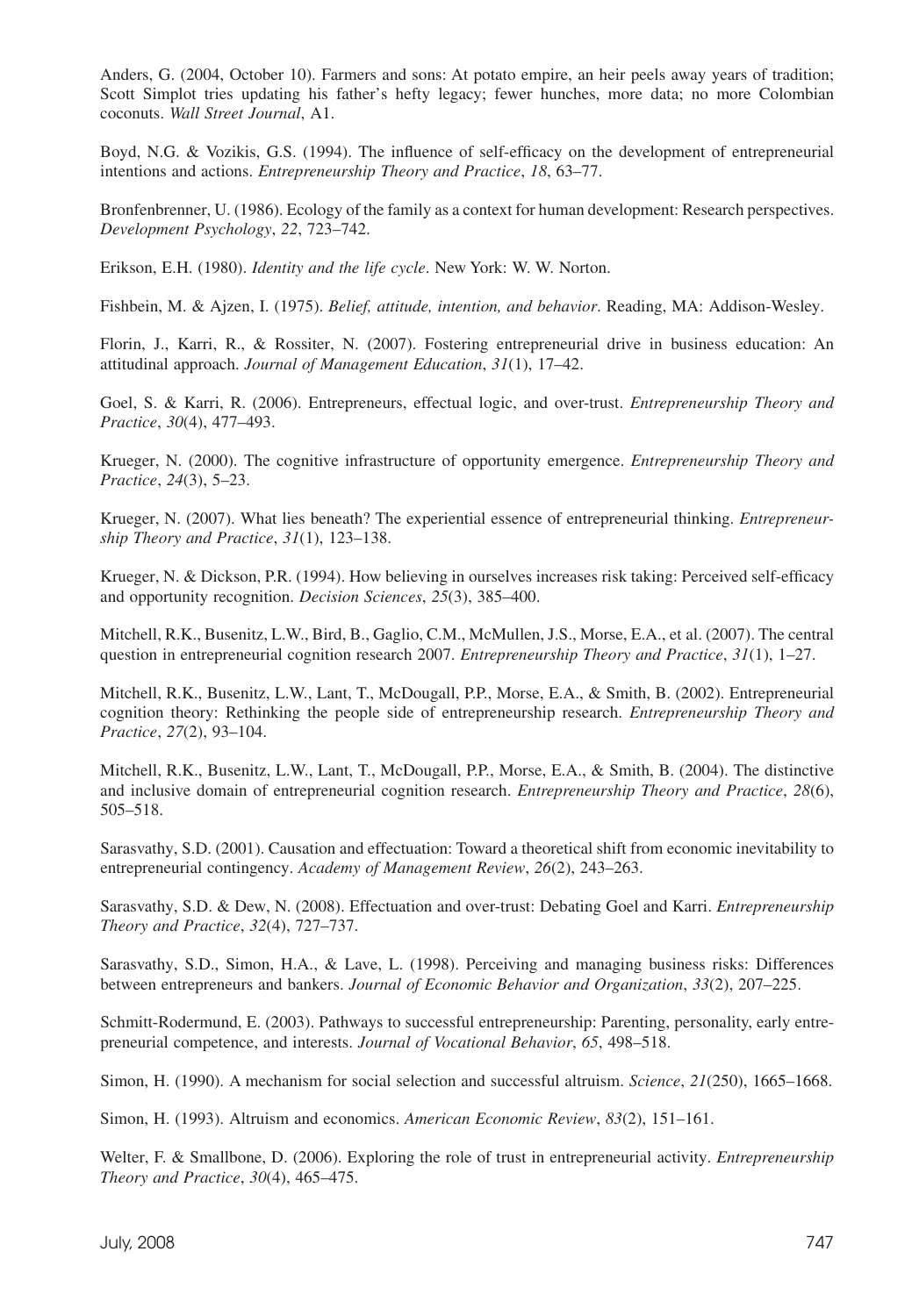Anders, G. (2004, October 10). Farmers and sons: At potato empire, an heir peels away years of tradition; Scott Simplot tries updating his father's hefty legacy; fewer hunches, more data; no more Colombian coconuts. *Wall Street Journal*, A1.

Boyd, N.G. & Vozikis, G.S. (1994). The influence of self-efficacy on the development of entrepreneurial intentions and actions. *Entrepreneurship Theory and Practice*, *18*, 63–77.

Bronfenbrenner, U. (1986). Ecology of the family as a context for human development: Research perspectives. *Development Psychology*, *22*, 723–742.

Erikson, E.H. (1980). *Identity and the life cycle*. New York: W. W. Norton.

Fishbein, M. & Ajzen, I. (1975). *Belief, attitude, intention, and behavior*. Reading, MA: Addison-Wesley.

Florin, J., Karri, R., & Rossiter, N. (2007). Fostering entrepreneurial drive in business education: An attitudinal approach. *Journal of Management Education*, *31*(1), 17–42.

Goel, S. & Karri, R. (2006). Entrepreneurs, effectual logic, and over-trust. *Entrepreneurship Theory and Practice*, *30*(4), 477–493.

Krueger, N. (2000). The cognitive infrastructure of opportunity emergence. *Entrepreneurship Theory and Practice*, *24*(3), 5–23.

Krueger, N. (2007). What lies beneath? The experiential essence of entrepreneurial thinking. *Entrepreneurship Theory and Practice*, *31*(1), 123–138.

Krueger, N. & Dickson, P.R. (1994). How believing in ourselves increases risk taking: Perceived self-efficacy and opportunity recognition. *Decision Sciences*, *25*(3), 385–400.

Mitchell, R.K., Busenitz, L.W., Bird, B., Gaglio, C.M., McMullen, J.S., Morse, E.A., et al. (2007). The central question in entrepreneurial cognition research 2007. *Entrepreneurship Theory and Practice*, *31*(1), 1–27.

Mitchell, R.K., Busenitz, L.W., Lant, T., McDougall, P.P., Morse, E.A., & Smith, B. (2002). Entrepreneurial cognition theory: Rethinking the people side of entrepreneurship research. *Entrepreneurship Theory and Practice*, *27*(2), 93–104.

Mitchell, R.K., Busenitz, L.W., Lant, T., McDougall, P.P., Morse, E.A., & Smith, B. (2004). The distinctive and inclusive domain of entrepreneurial cognition research. *Entrepreneurship Theory and Practice*, *28*(6), 505–518.

Sarasvathy, S.D. (2001). Causation and effectuation: Toward a theoretical shift from economic inevitability to entrepreneurial contingency. *Academy of Management Review*, *26*(2), 243–263.

Sarasvathy, S.D. & Dew, N. (2008). Effectuation and over-trust: Debating Goel and Karri. *Entrepreneurship Theory and Practice*, *32*(4), 727–737.

Sarasvathy, S.D., Simon, H.A., & Lave, L. (1998). Perceiving and managing business risks: Differences between entrepreneurs and bankers. *Journal of Economic Behavior and Organization*, *33*(2), 207–225.

Schmitt-Rodermund, E. (2003). Pathways to successful entrepreneurship: Parenting, personality, early entrepreneurial competence, and interests. *Journal of Vocational Behavior*, *65*, 498–518.

Simon, H. (1990). A mechanism for social selection and successful altruism. *Science*, *21*(250), 1665–1668.

Simon, H. (1993). Altruism and economics. *American Economic Review*, *83*(2), 151–161.

Welter, F. & Smallbone, D. (2006). Exploring the role of trust in entrepreneurial activity. *Entrepreneurship Theory and Practice*, *30*(4), 465–475.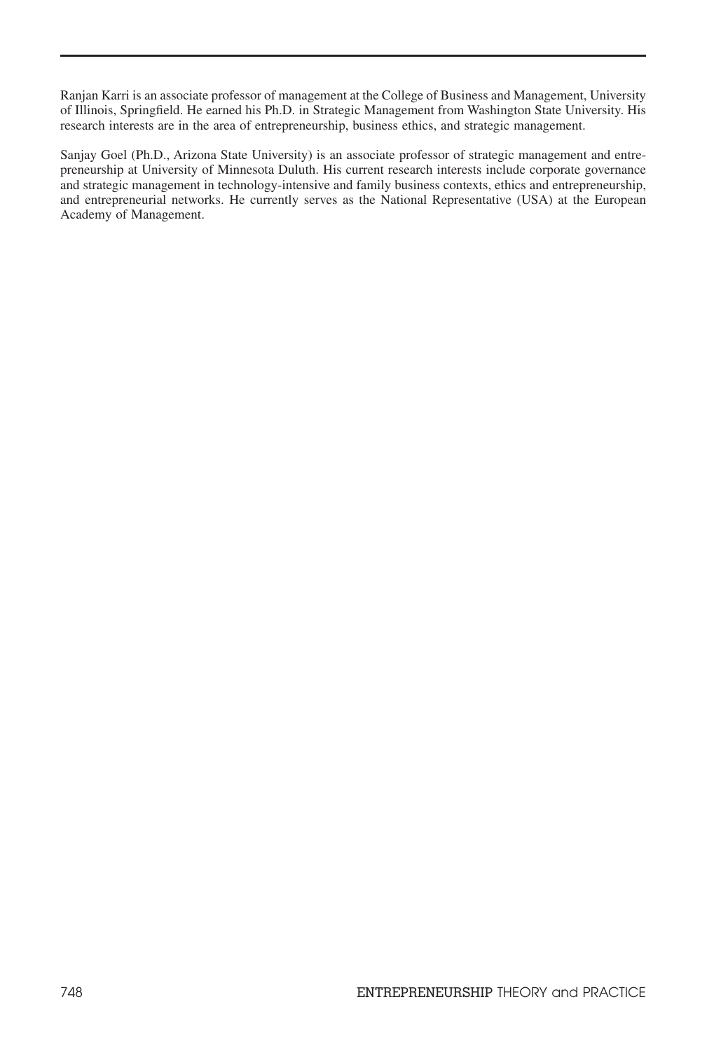Ranjan Karri is an associate professor of management at the College of Business and Management, University of Illinois, Springfield. He earned his Ph.D. in Strategic Management from Washington State University. His research interests are in the area of entrepreneurship, business ethics, and strategic management.

Sanjay Goel (Ph.D., Arizona State University) is an associate professor of strategic management and entrepreneurship at University of Minnesota Duluth. His current research interests include corporate governance and strategic management in technology-intensive and family business contexts, ethics and entrepreneurship, and entrepreneurial networks. He currently serves as the National Representative (USA) at the European Academy of Management.